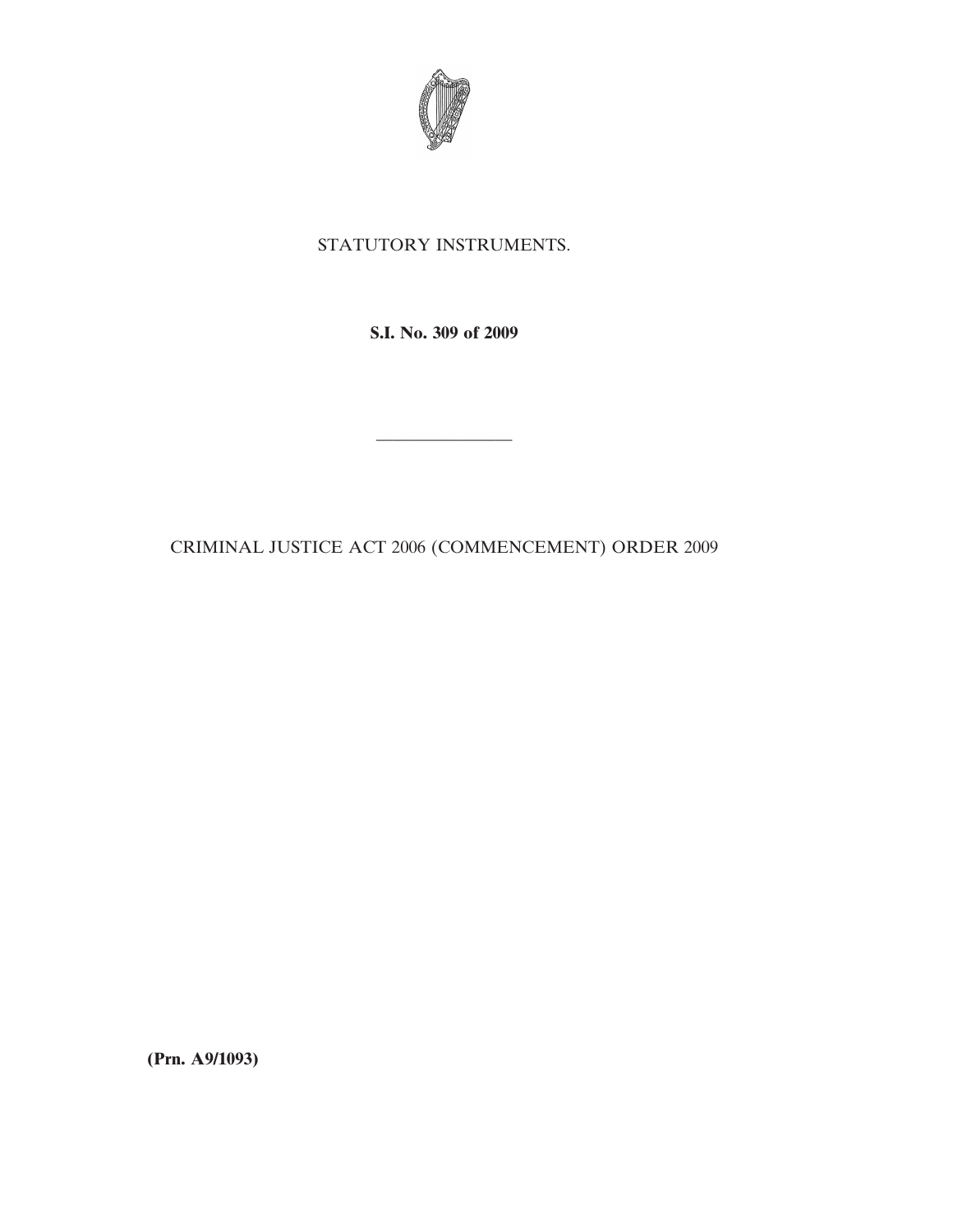STATUTORY INSTRUMENTS.

**S.I. No. 309 of 2009**

---

CRIMINAL JUSTICE ACT 2006 (COMMENCEMENT) ORDER 2009

**(Prn. A9/1093)**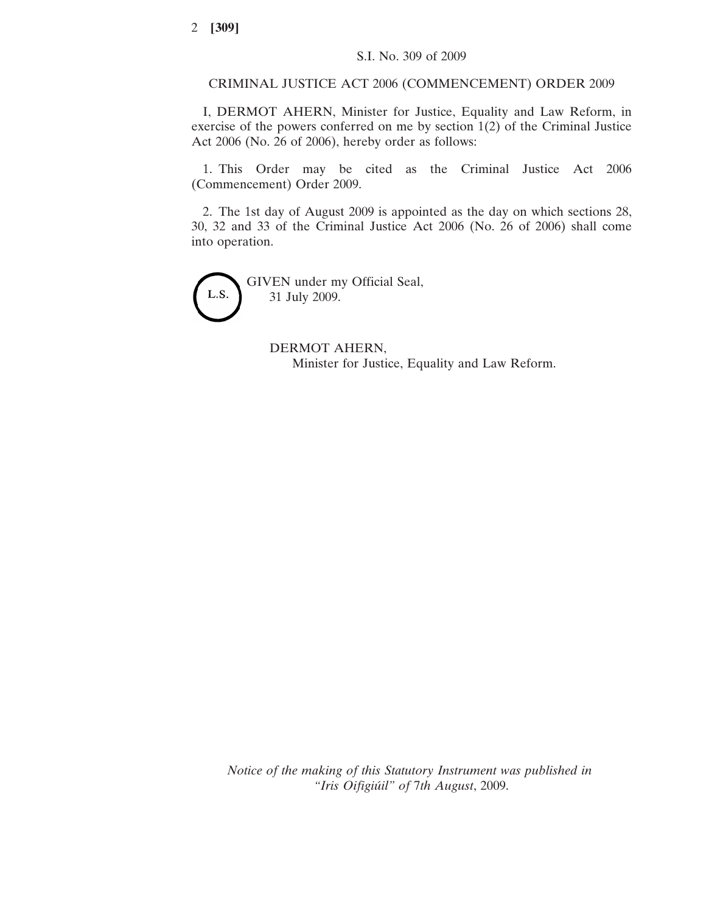S.I. No. 309 of 2009

CRIMINAL JUSTICE ACT 2006 (COMMENCEMENT) ORDER 2009

I, DERMOT AHERN, Minister for Justice, Equality and Law Reform, in exercise of the powers conferred on me by section 1(2) of the Criminal Justice Act 2006 (No. 26 of 2006), hereby order as follows:

1. This Order may be cited as the Criminal Justice Act 2006 (Commencement) Order 2009.

2. The 1st day of August 2009 is appointed as the day on which sections 28, 30, 32 and 33 of the Criminal Justice Act 2006 (No. 26 of 2006) shall come into operation.

L.S.

GIVEN under my Official Seal,
31 July 2009.

DERMOT AHERN,
Minister for Justice, Equality and Law Reform.

*Notice of the making of this Statutory Instrument was published in "Iris Oifigiúil" of 7th August, 2009.*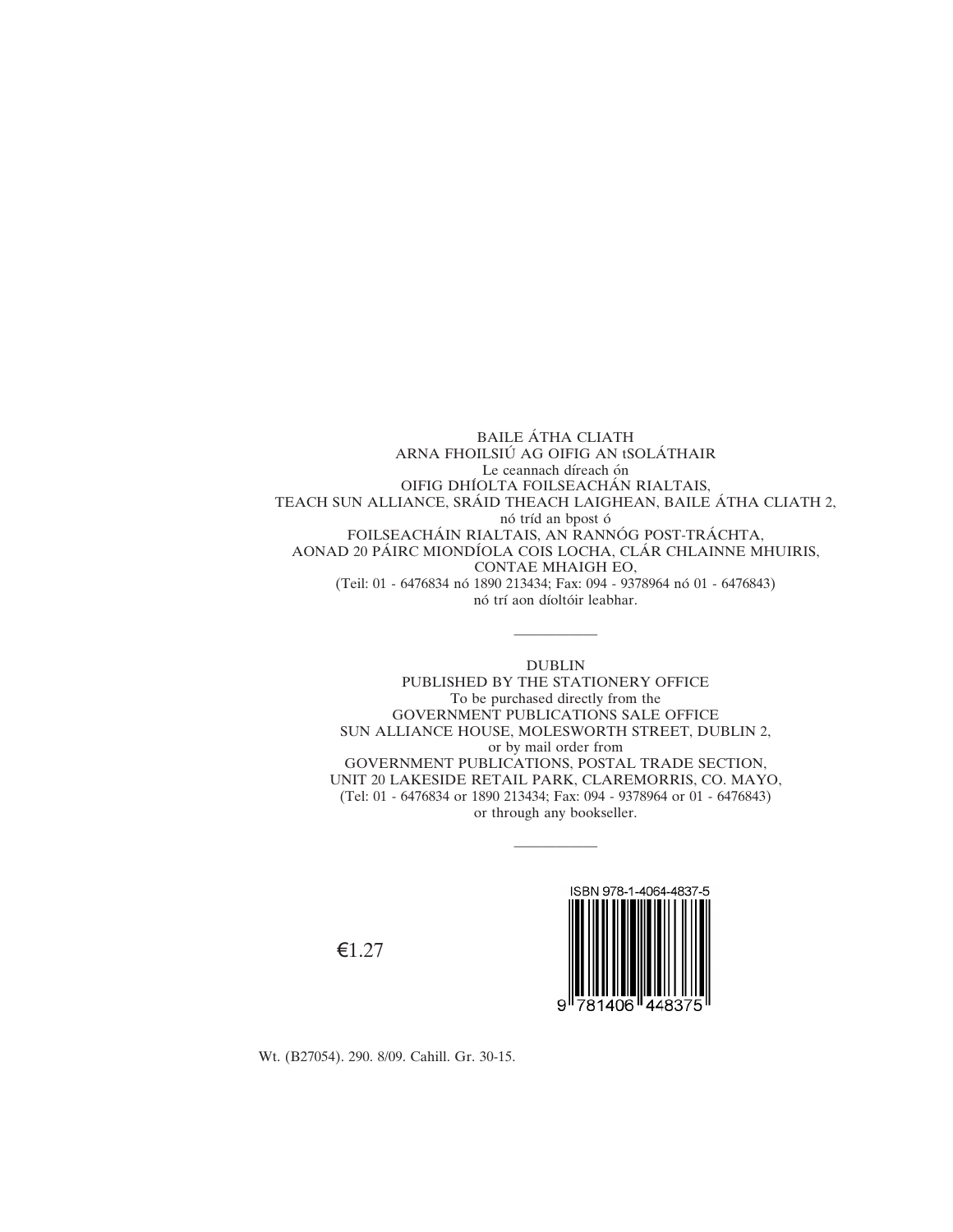BAILE ÁTHA CLIATH
ARNA FHOILSIÚ AG OIFIG AN tSOLÁTHAIR
Le ceannach díreach ón
OIFIG DHÍOLTA FOILSEACHÁN RIALTAIS,
TEACH SUN ALLIANCE, SRÁID THEACH LAIGHEAN, BAILE ÁTHA CLIATH 2,
nó tríd an bpost ó
FOILSEACHÁIN RIALTAIS, AN RANNÓG POST-TRÁCHTA,
AONAD 20 PÁIRC MIONDÍOLA COIS LOCHA, CLÁR CHLAINNE MHUIRIS,
CONTAE MHAIGH EO,
(Teil: 01 - 6476834 nó 1890 213434; Fax: 094 - 9378964 nó 01 - 6476843)
nó trí aon díoltóir leabhar.

---

DUBLIN
PUBLISHED BY THE STATIONERY OFFICE
To be purchased directly from the
GOVERNMENT PUBLICATIONS SALE OFFICE
SUN ALLIANCE HOUSE, MOLESWORTH STREET, DUBLIN 2,
or by mail order from
GOVERNMENT PUBLICATIONS, POSTAL TRADE SECTION,
UNIT 20 LAKESIDE RETAIL PARK, CLAREMORRIS, CO. MAYO,
(Tel: 01 - 6476834 or 1890 213434; Fax: 094 - 9378964 or 01 - 6476843)
or through any bookseller.

---

€1.27

ISBN 978-1-4064-4837-5

9 781406 448375

Wt. (B27054). 290. 8/09. Cahill. Gr. 30-15.